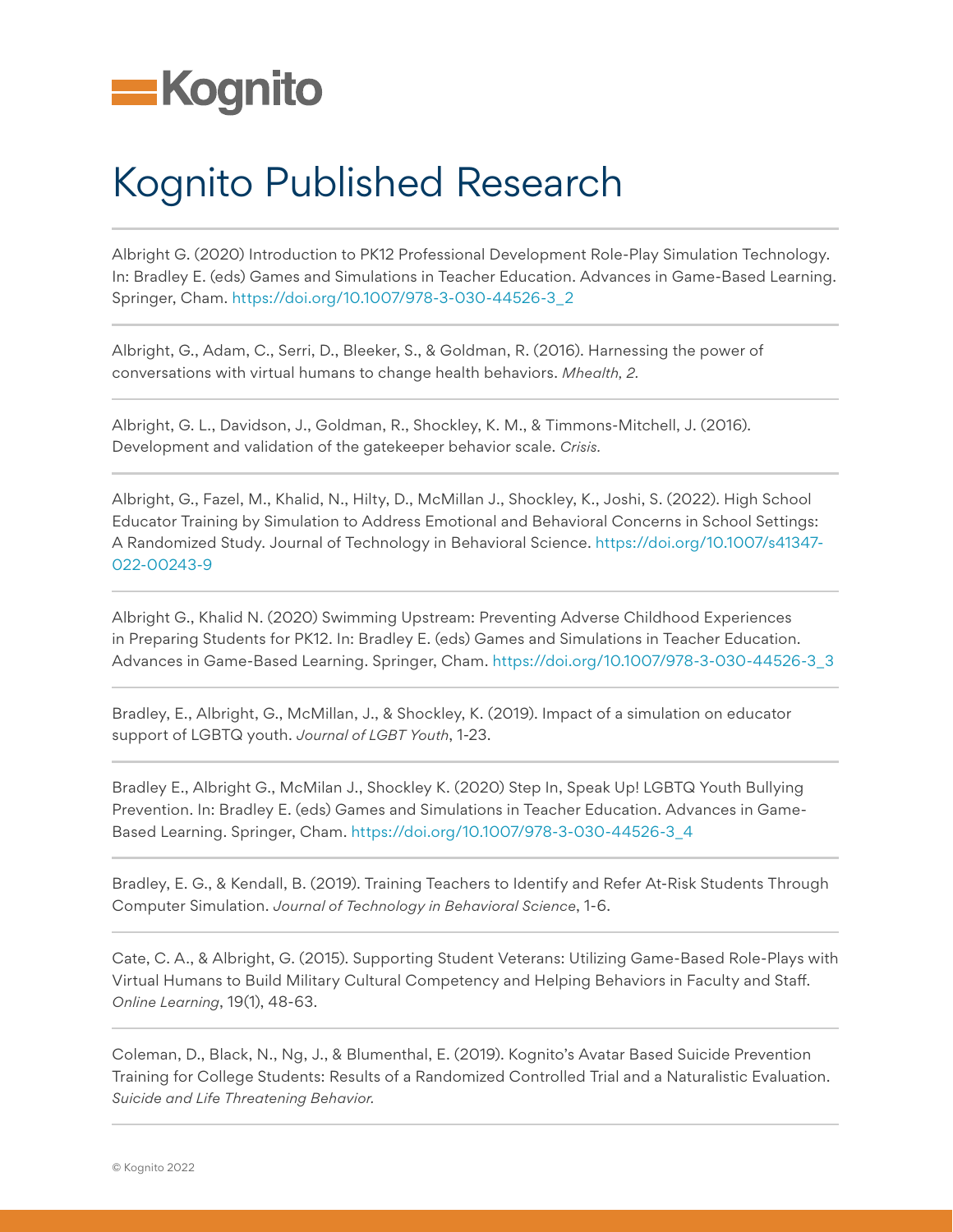Kognito

# Kognito Published Research

Albright G. (2020) Introduction to PK12 Professional Development Role-Play Simulation Technology. In: Bradley E. (eds) Games and Simulations in Teacher Education. Advances in Game-Based Learning. Springer, Cham. https://doi.org/10.1007/978-3-030-44526-3_2

Albright, G., Adam, C., Serri, D., Bleeker, S., & Goldman, R. (2016). Harnessing the power of conversations with virtual humans to change health behaviors. *Mhealth, 2.*

Albright, G. L., Davidson, J., Goldman, R., Shockley, K. M., & Timmons-Mitchell, J. (2016). Development and validation of the gatekeeper behavior scale. *Crisis.*

Albright, G., Fazel, M., Khalid, N., Hilty, D., McMillan J., Shockley, K., Joshi, S. (2022). High School Educator Training by Simulation to Address Emotional and Behavioral Concerns in School Settings: A Randomized Study. Journal of Technology in Behavioral Science. https://doi.org/10.1007/s41347-022-00243-9

Albright G., Khalid N. (2020) Swimming Upstream: Preventing Adverse Childhood Experiences in Preparing Students for PK12. In: Bradley E. (eds) Games and Simulations in Teacher Education. Advances in Game-Based Learning. Springer, Cham. https://doi.org/10.1007/978-3-030-44526-3_3

Bradley, E., Albright, G., McMillan, J., & Shockley, K. (2019). Impact of a simulation on educator support of LGBTQ youth. *Journal of LGBT Youth*, 1-23.

Bradley E., Albright G., McMilan J., Shockley K. (2020) Step In, Speak Up! LGBTQ Youth Bullying Prevention. In: Bradley E. (eds) Games and Simulations in Teacher Education. Advances in Game-Based Learning. Springer, Cham. https://doi.org/10.1007/978-3-030-44526-3_4

Bradley, E. G., & Kendall, B. (2019). Training Teachers to Identify and Refer At-Risk Students Through Computer Simulation. *Journal of Technology in Behavioral Science*, 1-6.

Cate, C. A., & Albright, G. (2015). Supporting Student Veterans: Utilizing Game-Based Role-Plays with Virtual Humans to Build Military Cultural Competency and Helping Behaviors in Faculty and Staff. *Online Learning*, 19(1), 48-63.

Coleman, D., Black, N., Ng, J., & Blumenthal, E. (2019). Kognito's Avatar Based Suicide Prevention Training for College Students: Results of a Randomized Controlled Trial and a Naturalistic Evaluation. *Suicide and Life Threatening Behavior.*

© Kognito 2022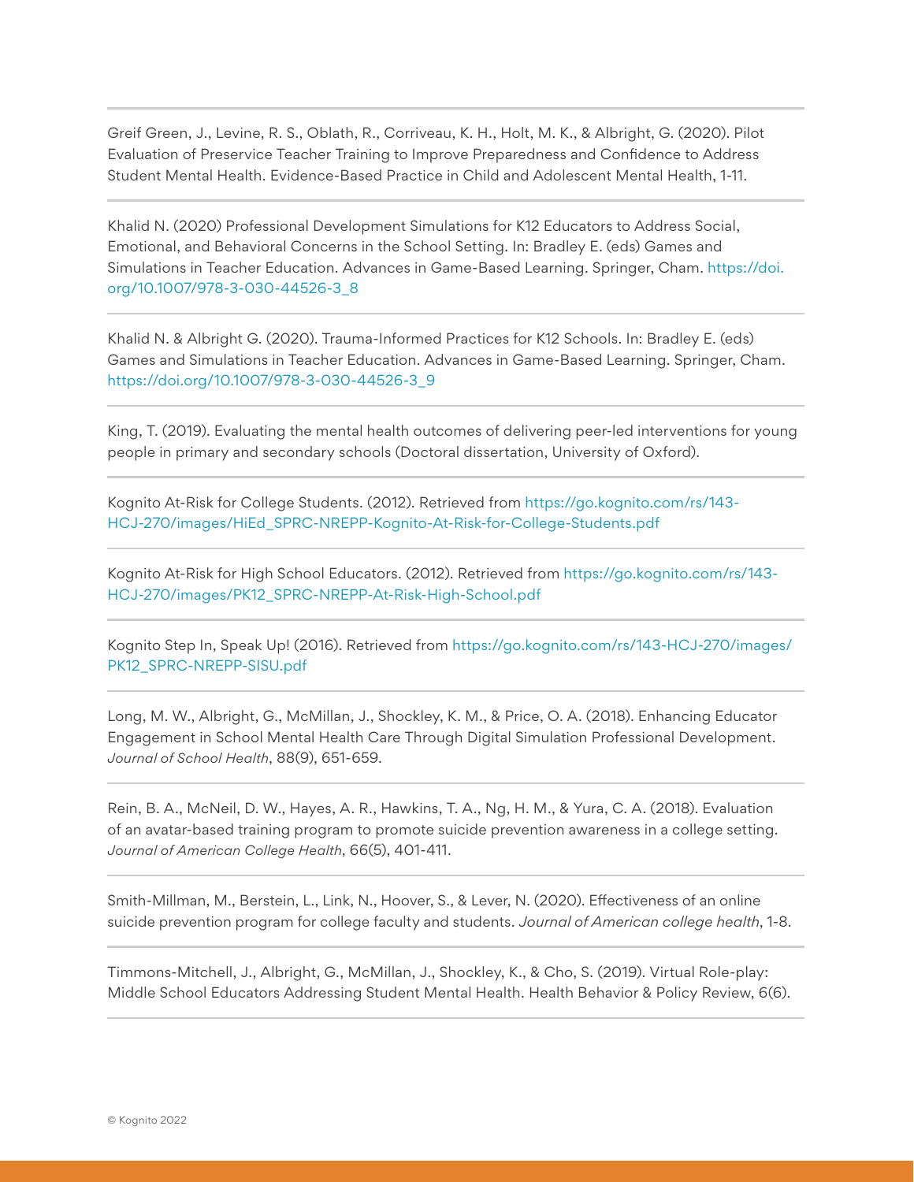Greif Green, J., Levine, R. S., Oblath, R., Corriveau, K. H., Holt, M. K., & Albright, G. (2020). Pilot Evaluation of Preservice Teacher Training to Improve Preparedness and Confidence to Address Student Mental Health. Evidence-Based Practice in Child and Adolescent Mental Health, 1-11.

Khalid N. (2020) Professional Development Simulations for K12 Educators to Address Social, Emotional, and Behavioral Concerns in the School Setting. In: Bradley E. (eds) Games and Simulations in Teacher Education. Advances in Game-Based Learning. Springer, Cham. https://doi.org/10.1007/978-3-030-44526-3_8

Khalid N. & Albright G. (2020). Trauma-Informed Practices for K12 Schools. In: Bradley E. (eds) Games and Simulations in Teacher Education. Advances in Game-Based Learning. Springer, Cham. https://doi.org/10.1007/978-3-030-44526-3_9

King, T. (2019). Evaluating the mental health outcomes of delivering peer-led interventions for young people in primary and secondary schools (Doctoral dissertation, University of Oxford).

Kognito At-Risk for College Students. (2012). Retrieved from https://go.kognito.com/rs/143-HCJ-270/images/HiEd_SPRC-NREPP-Kognito-At-Risk-for-College-Students.pdf

Kognito At-Risk for High School Educators. (2012). Retrieved from https://go.kognito.com/rs/143-HCJ-270/images/PK12_SPRC-NREPP-At-Risk-High-School.pdf

Kognito Step In, Speak Up! (2016). Retrieved from https://go.kognito.com/rs/143-HCJ-270/images/PK12_SPRC-NREPP-SISU.pdf

Long, M. W., Albright, G., McMillan, J., Shockley, K. M., & Price, O. A. (2018). Enhancing Educator Engagement in School Mental Health Care Through Digital Simulation Professional Development. *Journal of School Health*, 88(9), 651-659.

Rein, B. A., McNeil, D. W., Hayes, A. R., Hawkins, T. A., Ng, H. M., & Yura, C. A. (2018). Evaluation of an avatar-based training program to promote suicide prevention awareness in a college setting. *Journal of American College Health*, 66(5), 401-411.

Smith-Millman, M., Berstein, L., Link, N., Hoover, S., & Lever, N. (2020). Effectiveness of an online suicide prevention program for college faculty and students. *Journal of American college health*, 1-8.

Timmons-Mitchell, J., Albright, G., McMillan, J., Shockley, K., & Cho, S. (2019). Virtual Role-play: Middle School Educators Addressing Student Mental Health. Health Behavior & Policy Review, 6(6).

© Kognito 2022